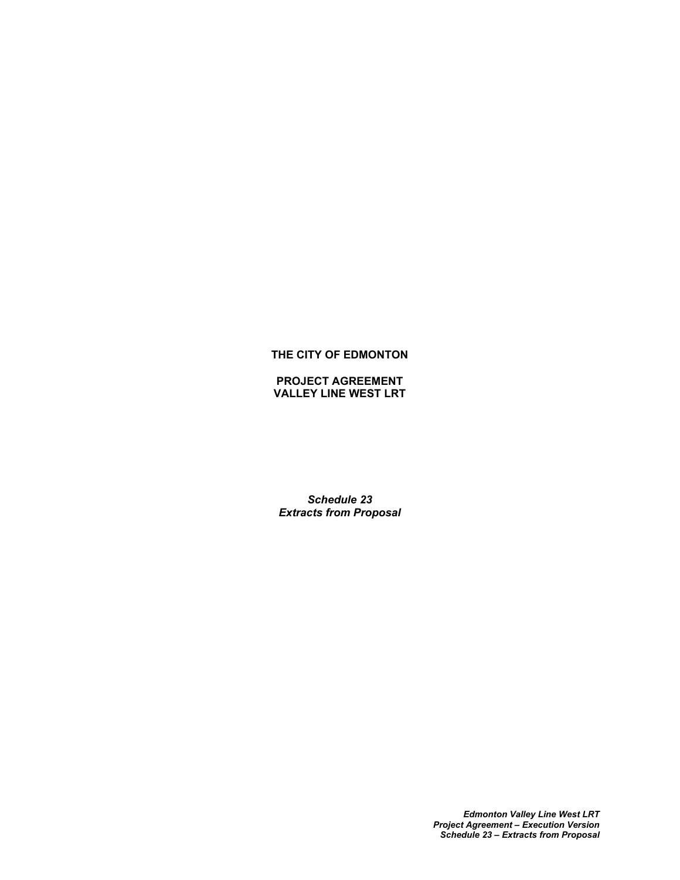**THE CITY OF EDMONTON**

**PROJECT AGREEMENT**
**VALLEY LINE WEST LRT**

***Schedule 23***
***Extracts from Proposal***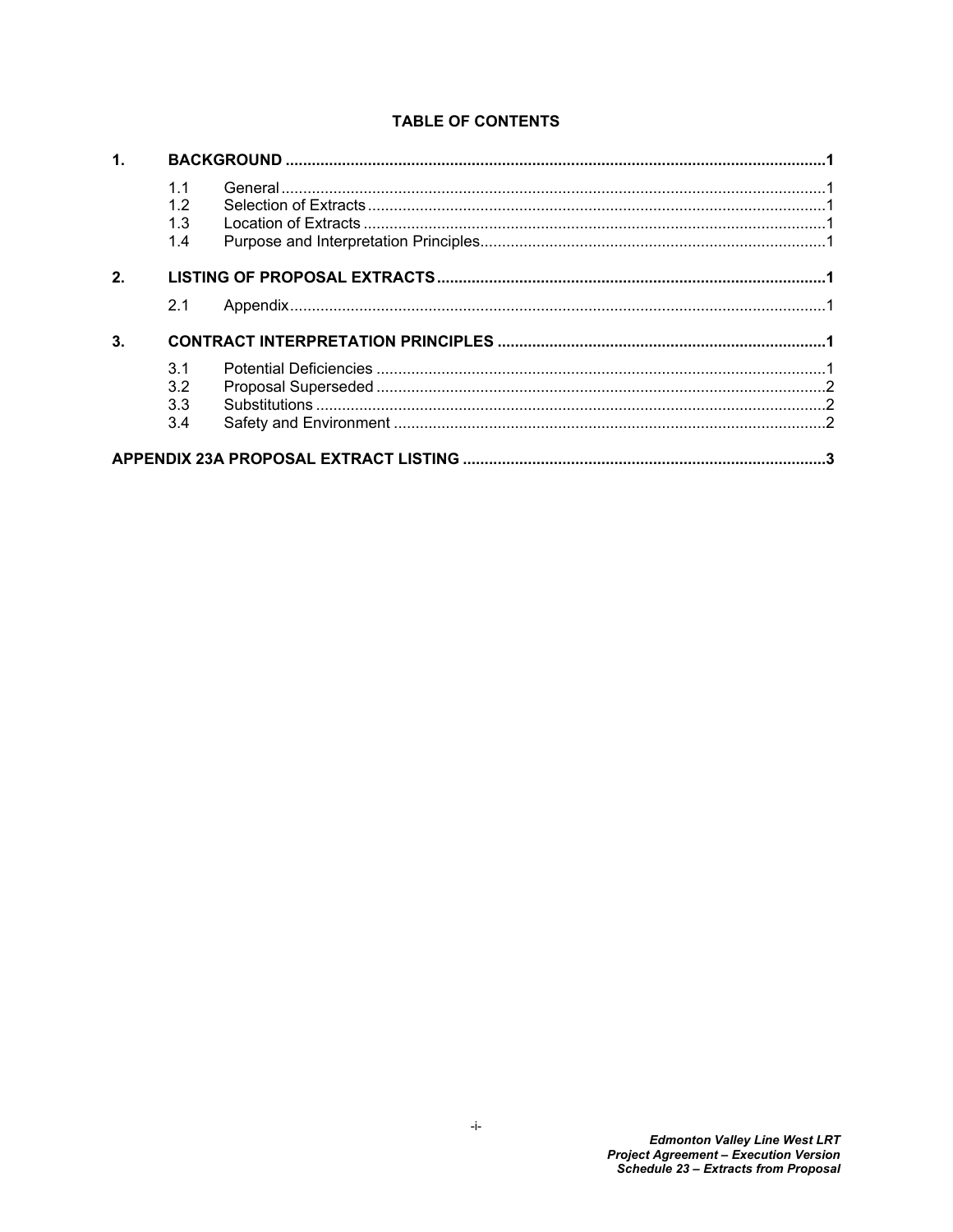## TABLE OF CONTENTS

**1. BACKGROUND** ..... **1**

- 1.1 General ..... 1
- 1.2 Selection of Extracts ..... 1
- 1.3 Location of Extracts ..... 1
- 1.4 Purpose and Interpretation Principles ..... 1

**2. LISTING OF PROPOSAL EXTRACTS** ..... **1**

- 2.1 Appendix ..... 1

**3. CONTRACT INTERPRETATION PRINCIPLES** ..... **1**

- 3.1 Potential Deficiencies ..... 1
- 3.2 Proposal Superseded ..... 2
- 3.3 Substitutions ..... 2
- 3.4 Safety and Environment ..... 2

**APPENDIX 23A PROPOSAL EXTRACT LISTING** ..... **3**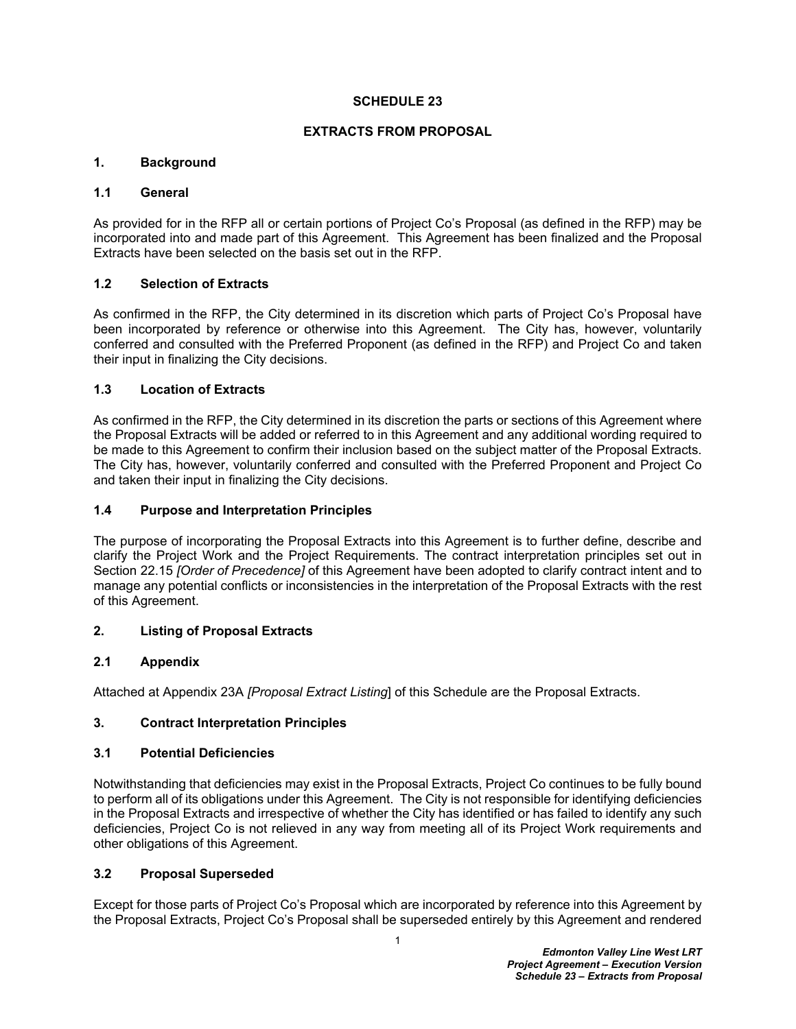# SCHEDULE 23

# EXTRACTS FROM PROPOSAL

## 1. Background

### 1.1 General

As provided for in the RFP all or certain portions of Project Co's Proposal (as defined in the RFP) may be incorporated into and made part of this Agreement. This Agreement has been finalized and the Proposal Extracts have been selected on the basis set out in the RFP.

### 1.2 Selection of Extracts

As confirmed in the RFP, the City determined in its discretion which parts of Project Co's Proposal have been incorporated by reference or otherwise into this Agreement. The City has, however, voluntarily conferred and consulted with the Preferred Proponent (as defined in the RFP) and Project Co and taken their input in finalizing the City decisions.

### 1.3 Location of Extracts

As confirmed in the RFP, the City determined in its discretion the parts or sections of this Agreement where the Proposal Extracts will be added or referred to in this Agreement and any additional wording required to be made to this Agreement to confirm their inclusion based on the subject matter of the Proposal Extracts. The City has, however, voluntarily conferred and consulted with the Preferred Proponent and Project Co and taken their input in finalizing the City decisions.

### 1.4 Purpose and Interpretation Principles

The purpose of incorporating the Proposal Extracts into this Agreement is to further define, describe and clarify the Project Work and the Project Requirements. The contract interpretation principles set out in Section 22.15 *[Order of Precedence]* of this Agreement have been adopted to clarify contract intent and to manage any potential conflicts or inconsistencies in the interpretation of the Proposal Extracts with the rest of this Agreement.

## 2. Listing of Proposal Extracts

### 2.1 Appendix

Attached at Appendix 23A *[Proposal Extract Listing*] of this Schedule are the Proposal Extracts.

## 3. Contract Interpretation Principles

### 3.1 Potential Deficiencies

Notwithstanding that deficiencies may exist in the Proposal Extracts, Project Co continues to be fully bound to perform all of its obligations under this Agreement. The City is not responsible for identifying deficiencies in the Proposal Extracts and irrespective of whether the City has identified or has failed to identify any such deficiencies, Project Co is not relieved in any way from meeting all of its Project Work requirements and other obligations of this Agreement.

### 3.2 Proposal Superseded

Except for those parts of Project Co's Proposal which are incorporated by reference into this Agreement by the Proposal Extracts, Project Co's Proposal shall be superseded entirely by this Agreement and rendered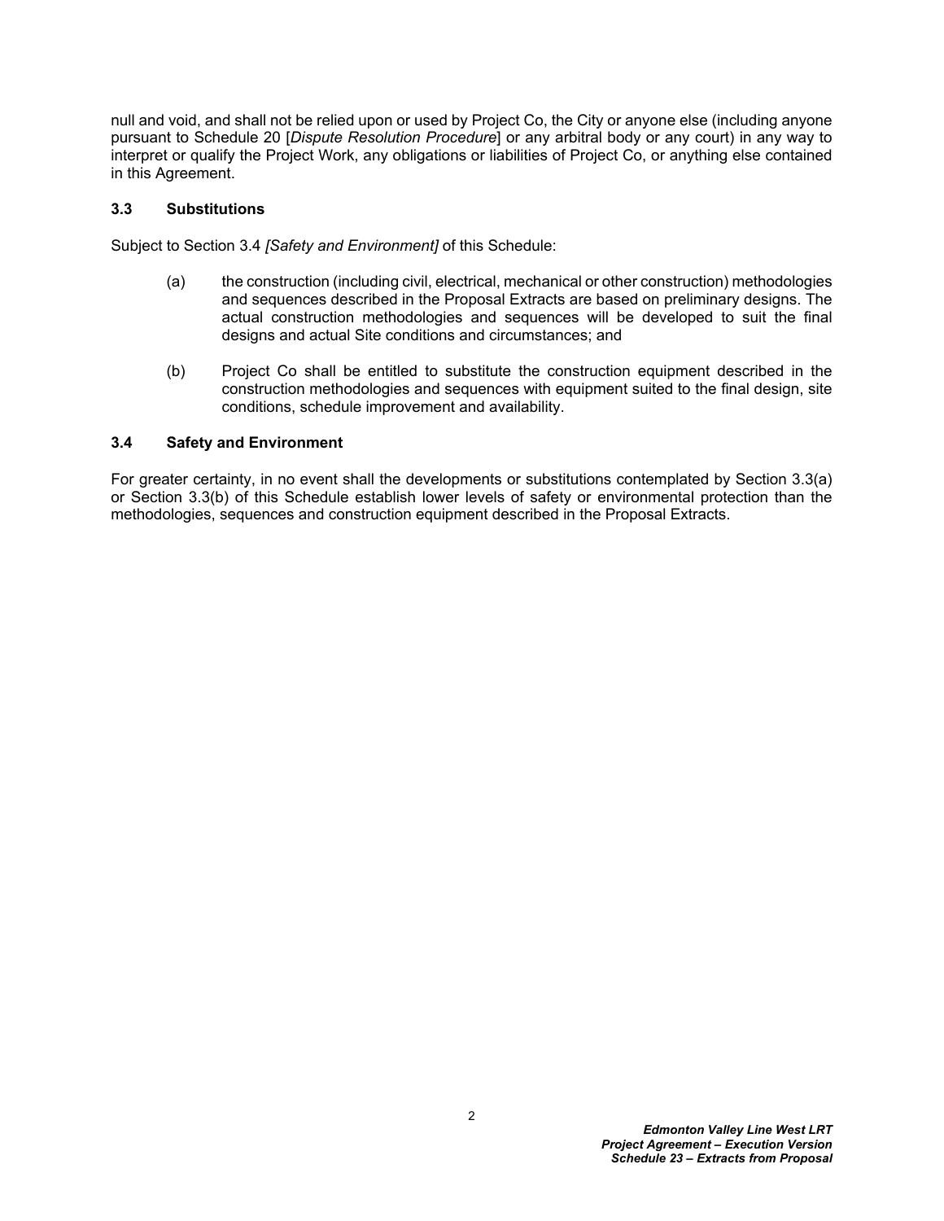null and void, and shall not be relied upon or used by Project Co, the City or anyone else (including anyone pursuant to Schedule 20 [*Dispute Resolution Procedure*] or any arbitral body or any court) in any way to interpret or qualify the Project Work, any obligations or liabilities of Project Co, or anything else contained in this Agreement.

### 3.3 Substitutions

Subject to Section 3.4 *[Safety and Environment]* of this Schedule:

(a) the construction (including civil, electrical, mechanical or other construction) methodologies and sequences described in the Proposal Extracts are based on preliminary designs. The actual construction methodologies and sequences will be developed to suit the final designs and actual Site conditions and circumstances; and

(b) Project Co shall be entitled to substitute the construction equipment described in the construction methodologies and sequences with equipment suited to the final design, site conditions, schedule improvement and availability.

### 3.4 Safety and Environment

For greater certainty, in no event shall the developments or substitutions contemplated by Section 3.3(a) or Section 3.3(b) of this Schedule establish lower levels of safety or environmental protection than the methodologies, sequences and construction equipment described in the Proposal Extracts.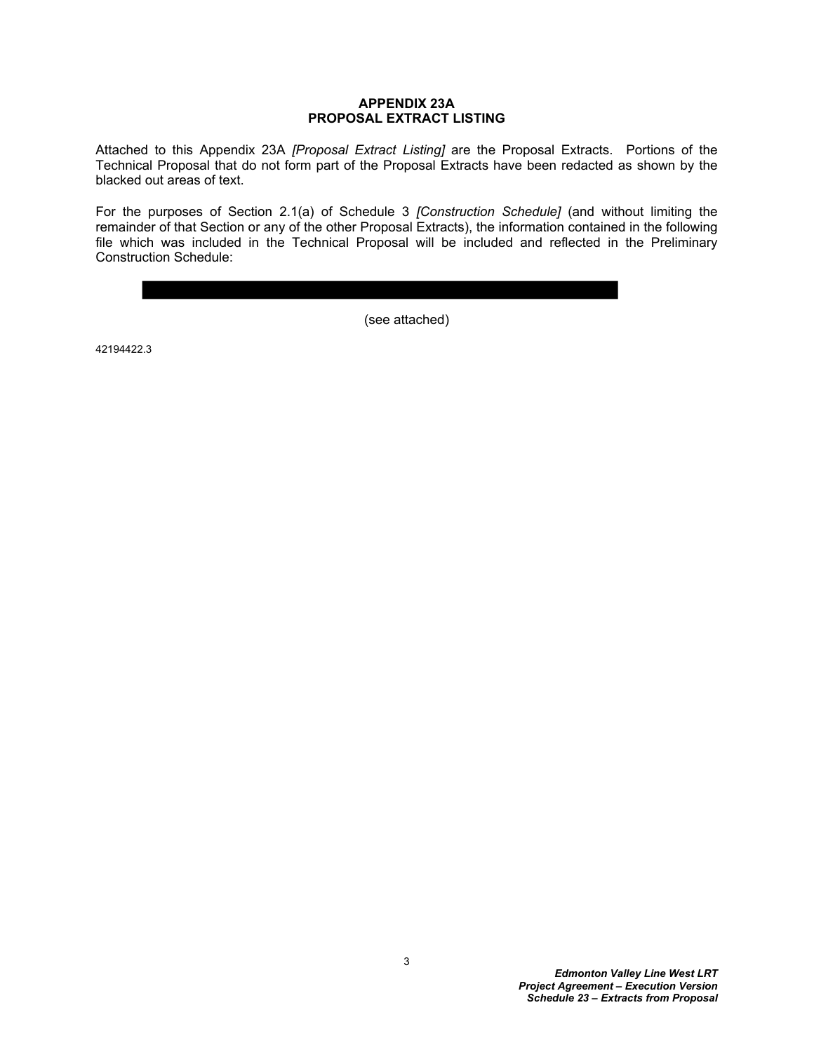**APPENDIX 23A**
**PROPOSAL EXTRACT LISTING**

Attached to this Appendix 23A *[Proposal Extract Listing]* are the Proposal Extracts. Portions of the Technical Proposal that do not form part of the Proposal Extracts have been redacted as shown by the blacked out areas of text.

For the purposes of Section 2.1(a) of Schedule 3 *[Construction Schedule]* (and without limiting the remainder of that Section or any of the other Proposal Extracts), the information contained in the following file which was included in the Technical Proposal will be included and reflected in the Preliminary Construction Schedule:

(see attached)

42194422.3